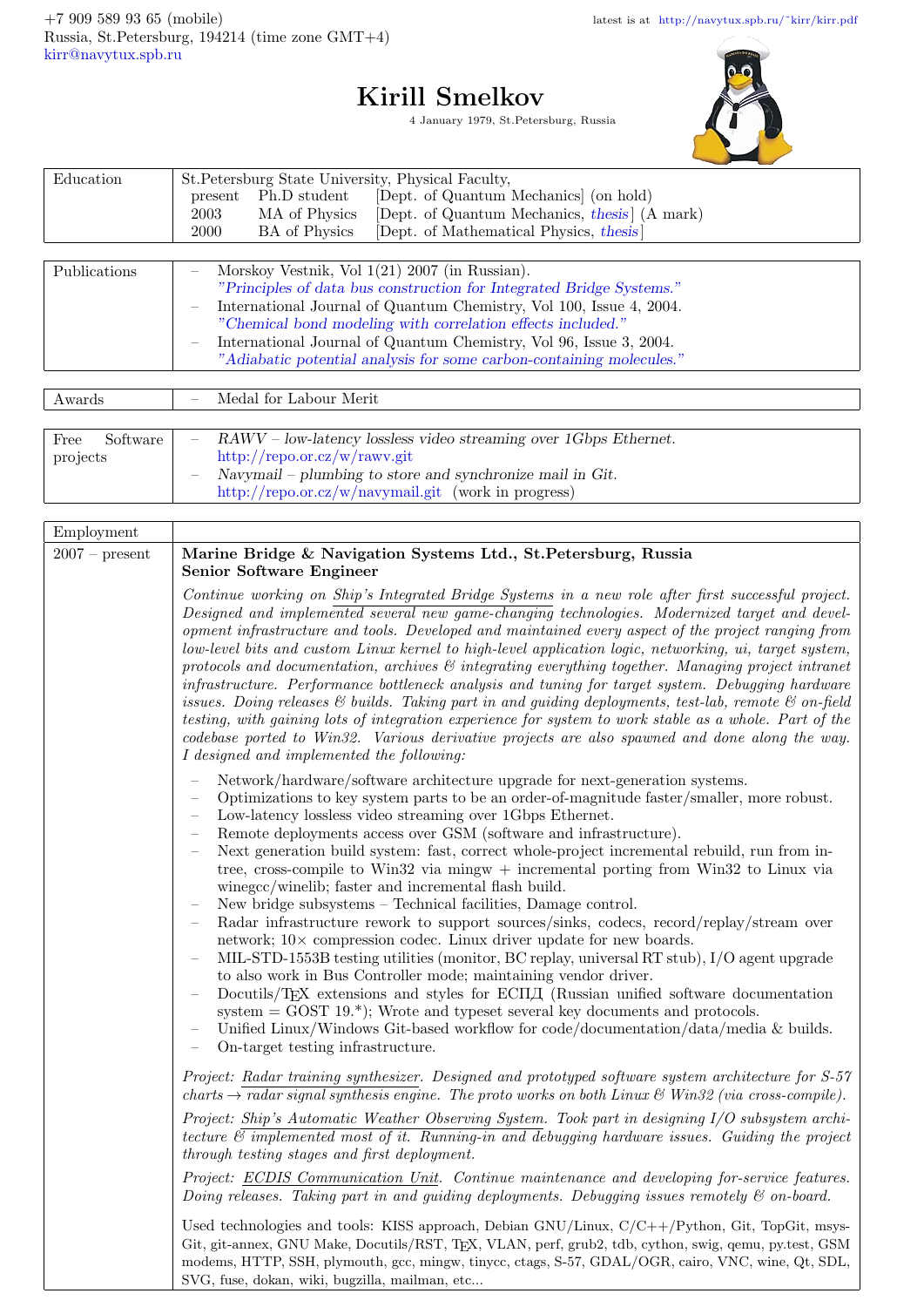+7 909 589 93 65 (mobile)
Russia, St.Petersburg, 194214 (time zone GMT+4)
kirr@navytux.spb.ru

latest is at http://navytux.spb.ru/~kirr/kirr.pdf

# Kirill Smelkov

4 January 1979, St.Petersburg, Russia

| Education | St.Petersburg State University, Physical Faculty, |
|---|---|
| | present Ph.D student [Dept. of Quantum Mechanics] (on hold) |
| | 2003 MA of Physics [Dept. of Quantum Mechanics, *thesis*] (A mark) |
| | 2000 BA of Physics [Dept. of Mathematical Physics, *thesis*] |

| Publications | |
|---|---|
| | – Morskoy Vestnik, Vol 1(21) 2007 (in Russian). *"Principles of data bus construction for Integrated Bridge Systems."* |
| | – International Journal of Quantum Chemistry, Vol 100, Issue 4, 2004. *"Chemical bond modeling with correlation effects included."* |
| | – International Journal of Quantum Chemistry, Vol 96, Issue 3, 2004. *"Adiabatic potential analysis for some carbon-containing molecules."* |

| Awards | – Medal for Labour Merit |
|---|---|

| Free Software projects | |
|---|---|
| | – *RAWV – low-latency lossless video streaming over 1Gbps Ethernet.* http://repo.or.cz/w/rawv.git |
| | – *Navymail – plumbing to store and synchronize mail in Git.* http://repo.or.cz/w/navymail.git (work in progress) |

## Employment

**2007 – present**

**Marine Bridge & Navigation Systems Ltd., St.Petersburg, Russia**
**Senior Software Engineer**

*Continue working on Ship's Integrated Bridge Systems in a new role after first successful project. Designed and implemented several new game-changing technologies. Modernized target and development infrastructure and tools. Developed and maintained every aspect of the project ranging from low-level bits and custom Linux kernel to high-level application logic, networking, ui, target system, protocols and documentation, archives & integrating everything together. Managing project intranet infrastructure. Performance bottleneck analysis and tuning for target system. Debugging hardware issues. Doing releases & builds. Taking part in and guiding deployments, test-lab, remote & on-field testing, with gaining lots of integration experience for system to work stable as a whole. Part of the codebase ported to Win32. Various derivative projects are also spawned and done along the way. I designed and implemented the following:*

- Network/hardware/software architecture upgrade for next-generation systems.
- Optimizations to key system parts to be an order-of-magnitude faster/smaller, more robust.
- Low-latency lossless video streaming over 1Gbps Ethernet.
- Remote deployments access over GSM (software and infrastructure).
- Next generation build system: fast, correct whole-project incremental rebuild, run from in-tree, cross-compile to Win32 via mingw + incremental porting from Win32 to Linux via winegcc/winelib; faster and incremental flash build.
- New bridge subsystems – Technical facilities, Damage control.
- Radar infrastructure rework to support sources/sinks, codecs, record/replay/stream over network; 10× compression codec. Linux driver update for new boards.
- MIL-STD-1553B testing utilities (monitor, BC replay, universal RT stub), I/O agent upgrade to also work in Bus Controller mode; maintaining vendor driver.
- Docutils/TEX extensions and styles for ЕСПД (Russian unified software documentation system = GOST 19.*); Wrote and typeset several key documents and protocols.
- Unified Linux/Windows Git-based workflow for code/documentation/data/media & builds.
- On-target testing infrastructure.

*Project: Radar training synthesizer. Designed and prototyped software system architecture for S-57 charts → radar signal synthesis engine. The proto works on both Linux & Win32 (via cross-compile).*

*Project: Ship's Automatic Weather Observing System. Took part in designing I/O subsystem architecture & implemented most of it. Running-in and debugging hardware issues. Guiding the project through testing stages and first deployment.*

*Project: ECDIS Communication Unit. Continue maintenance and developing for-service features. Doing releases. Taking part in and guiding deployments. Debugging issues remotely & on-board.*

Used technologies and tools: KISS approach, Debian GNU/Linux, C/C++/Python, Git, TopGit, msysGit, git-annex, GNU Make, Docutils/RST, TEX, VLAN, perf, grub2, tdb, cython, swig, qemu, py.test, GSM modems, HTTP, SSH, plymouth, gcc, mingw, tinycc, ctags, S-57, GDAL/OGR, cairo, VNC, wine, Qt, SDL, SVG, fuse, dokan, wiki, bugzilla, mailman, etc...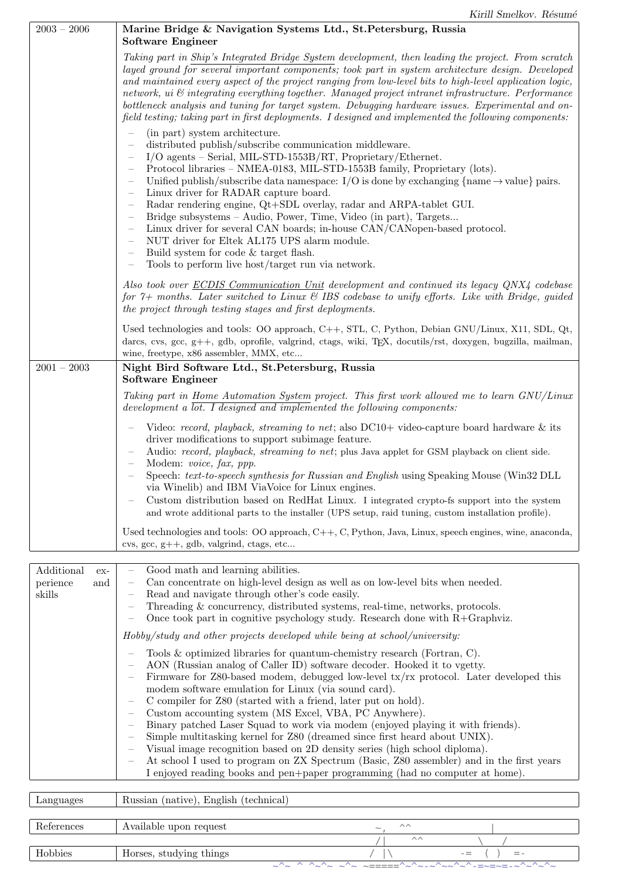| | |
|---|---|
| 2003 – 2006 | **Marine Bridge & Navigation Systems Ltd., St.Petersburg, Russia**<br>**Software Engineer**<br><br>*Taking part in Ship's Integrated Bridge System development, then leading the project. From scratch layed ground for several important components; took part in system architecture design. Developed and maintained every aspect of the project ranging from low-level bits to high-level application logic, network, ui & integrating everything together. Managed project intranet infrastructure. Performance bottleneck analysis and tuning for target system. Debugging hardware issues. Experimental and on-field testing; taking part in first deployments. I designed and implemented the following components:*<br><br>– (in part) system architecture.<br>– distributed publish/subscribe communication middleware.<br>– I/O agents – Serial, MIL-STD-1553B/RT, Proprietary/Ethernet.<br>– Protocol libraries – NMEA-0183, MIL-STD-1553B family, Proprietary (lots).<br>– Unified publish/subscribe data namespace: I/O is done by exchanging {name → value} pairs.<br>– Linux driver for RADAR capture board.<br>– Radar rendering engine, Qt+SDL overlay, radar and ARPA-tablet GUI.<br>– Bridge subsystems – Audio, Power, Time, Video (in part), Targets...<br>– Linux driver for several CAN boards; in-house CAN/CANopen-based protocol.<br>– NUT driver for Eltek AL175 UPS alarm module.<br>– Build system for code & target flash.<br>– Tools to perform live host/target run via network.<br><br>*Also took over ECDIS Communication Unit development and continued its legacy QNX4 codebase for 7+ months. Later switched to Linux & IBS codebase to unify efforts. Like with Bridge, guided the project through testing stages and first deployments.*<br><br>Used technologies and tools: OO approach, C++, STL, C, Python, Debian GNU/Linux, X11, SDL, Qt, darcs, cvs, gcc, g++, gdb, oprofile, valgrind, ctags, wiki, TEX, docutils/rst, doxygen, bugzilla, mailman, wine, freetype, x86 assembler, MMX, etc... |
| 2001 – 2003 | **Night Bird Software Ltd., St.Petersburg, Russia**<br>**Software Engineer**<br><br>*Taking part in Home Automation System project. This first work allowed me to learn GNU/Linux development a lot. I designed and implemented the following components:*<br><br>– Video: *record, playback, streaming to net*; also DC10+ video-capture board hardware & its driver modifications to support subimage feature.<br>– Audio: *record, playback, streaming to net*; plus Java applet for GSM playback on client side.<br>– Modem: *voice, fax, ppp.*<br>– Speech: *text-to-speech synthesis for Russian and English* using Speaking Mouse (Win32 DLL via Winelib) and IBM ViaVoice for Linux engines.<br>– Custom distribution based on RedHat Linux. I integrated crypto-fs support into the system and wrote additional parts to the installer (UPS setup, raid tuning, custom installation profile).<br><br>Used technologies and tools: OO approach, C++, C, Python, Java, Linux, speech engines, wine, anaconda, cvs, gcc, g++, gdb, valgrind, ctags, etc... |

| | |
|---|---|
| Additional experience and skills | – Good math and learning abilities.<br>– Can concentrate on high-level design as well as on low-level bits when needed.<br>– Read and navigate through other's code easily.<br>– Threading & concurrency, distributed systems, real-time, networks, protocols.<br>– Once took part in cognitive psychology study. Research done with R+Graphviz.<br><br>*Hobby/study and other projects developed while being at school/university:*<br><br>– Tools & optimized libraries for quantum-chemistry research (Fortran, C).<br>– AON (Russian analog of Caller ID) software decoder. Hooked it to vgetty.<br>– Firmware for Z80-based modem, debugged low-level tx/rx protocol. Later developed this modem software emulation for Linux (via sound card).<br>– C compiler for Z80 (started with a friend, later put on hold).<br>– Custom accounting system (MS Excel, VBA, PC Anywhere).<br>– Binary patched Laser Squad to work via modem (enjoyed playing it with friends).<br>– Simple multitasking kernel for Z80 (dreamed since first heard about UNIX).<br>– Visual image recognition based on 2D density series (high school diploma).<br>– At school I used to program on ZX Spectrum (Basic, Z80 assembler) and in the first years I enjoyed reading books and pen+paper programming (had no computer at home). |

| | |
|---|---|
| Languages | Russian (native), English (technical) |

| | |
|---|---|
| References | Available upon request |

| | |
|---|---|
| Hobbies | Horses, studying things |